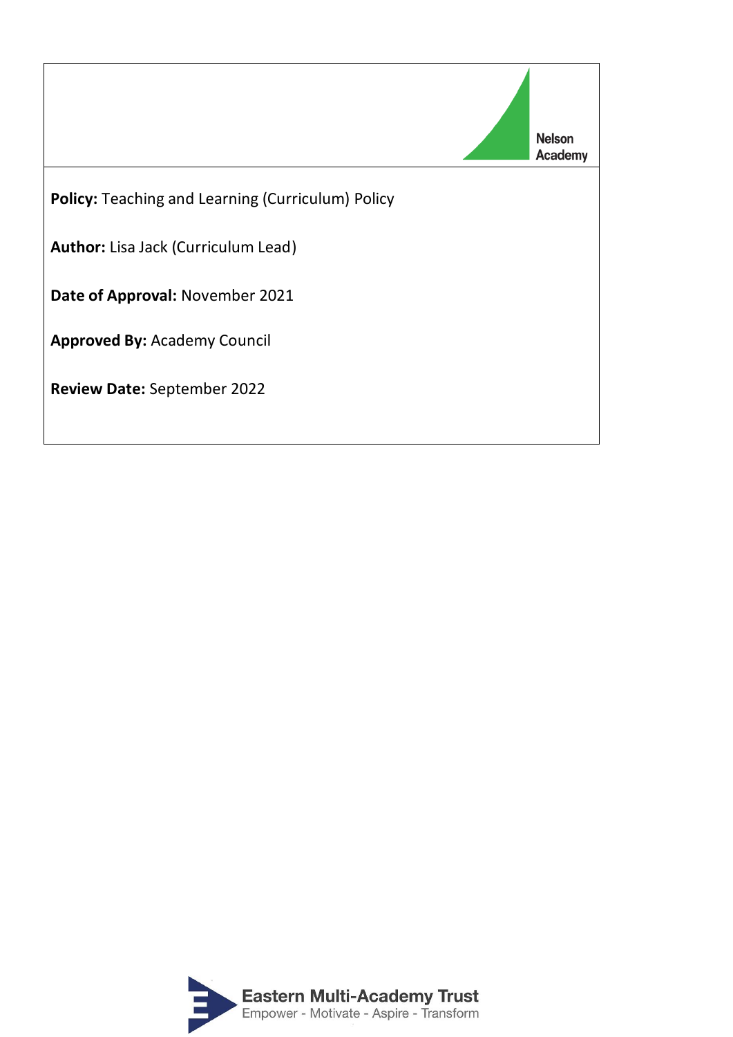Nelson Academy

**Policy:** Teaching and Learning (Curriculum) Policy

**Author:** Lisa Jack (Curriculum Lead)

**Date of Approval:** November 2021

**Approved By:** Academy Council

**Review Date:** September 2022

Eastern Multi-Academy Trust
Empower - Motivate - Aspire - Transform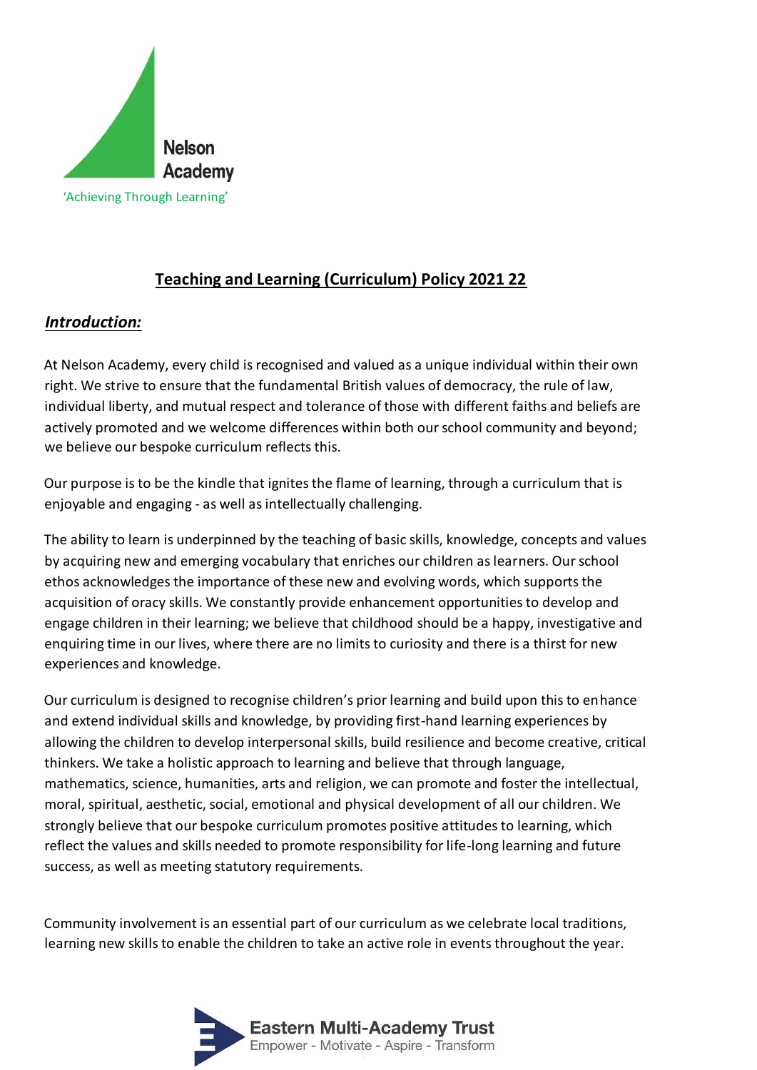Nelson Academy

'Achieving Through Learning'

## Teaching and Learning (Curriculum) Policy 2021 22

### *Introduction:*

At Nelson Academy, every child is recognised and valued as a unique individual within their own right. We strive to ensure that the fundamental British values of democracy, the rule of law, individual liberty, and mutual respect and tolerance of those with different faiths and beliefs are actively promoted and we welcome differences within both our school community and beyond; we believe our bespoke curriculum reflects this.

Our purpose is to be the kindle that ignites the flame of learning, through a curriculum that is enjoyable and engaging - as well as intellectually challenging.

The ability to learn is underpinned by the teaching of basic skills, knowledge, concepts and values by acquiring new and emerging vocabulary that enriches our children as learners. Our school ethos acknowledges the importance of these new and evolving words, which supports the acquisition of oracy skills. We constantly provide enhancement opportunities to develop and engage children in their learning; we believe that childhood should be a happy, investigative and enquiring time in our lives, where there are no limits to curiosity and there is a thirst for new experiences and knowledge.

Our curriculum is designed to recognise children's prior learning and build upon this to enhance and extend individual skills and knowledge, by providing first-hand learning experiences by allowing the children to develop interpersonal skills, build resilience and become creative, critical thinkers. We take a holistic approach to learning and believe that through language, mathematics, science, humanities, arts and religion, we can promote and foster the intellectual, moral, spiritual, aesthetic, social, emotional and physical development of all our children. We strongly believe that our bespoke curriculum promotes positive attitudes to learning, which reflect the values and skills needed to promote responsibility for life-long learning and future success, as well as meeting statutory requirements.

Community involvement is an essential part of our curriculum as we celebrate local traditions, learning new skills to enable the children to take an active role in events throughout the year.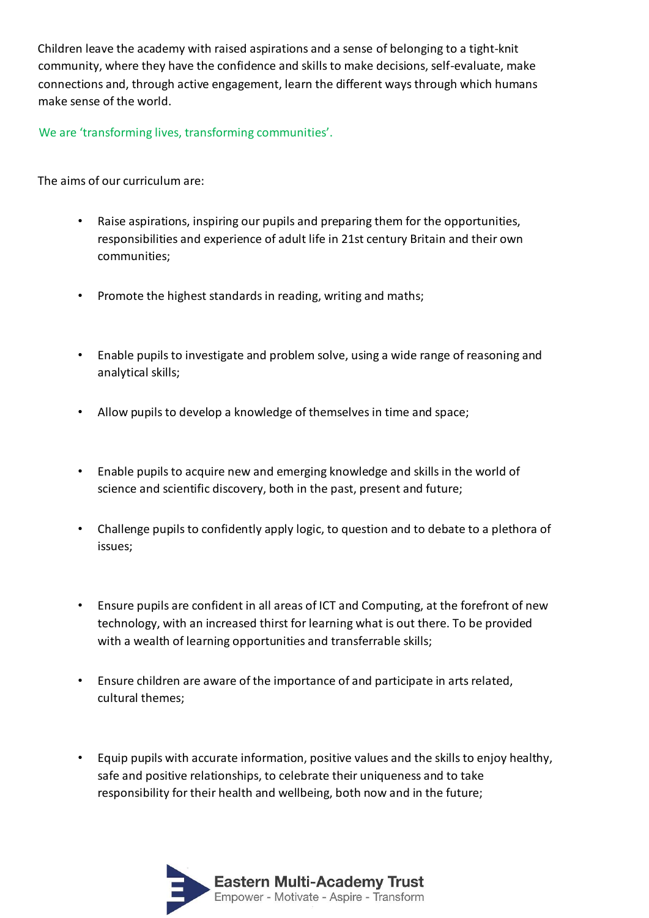Children leave the academy with raised aspirations and a sense of belonging to a tight-knit community, where they have the confidence and skills to make decisions, self-evaluate, make connections and, through active engagement, learn the different ways through which humans make sense of the world.

We are 'transforming lives, transforming communities'.

The aims of our curriculum are:

- Raise aspirations, inspiring our pupils and preparing them for the opportunities, responsibilities and experience of adult life in 21st century Britain and their own communities;
- Promote the highest standards in reading, writing and maths;
- Enable pupils to investigate and problem solve, using a wide range of reasoning and analytical skills;
- Allow pupils to develop a knowledge of themselves in time and space;
- Enable pupils to acquire new and emerging knowledge and skills in the world of science and scientific discovery, both in the past, present and future;
- Challenge pupils to confidently apply logic, to question and to debate to a plethora of issues;
- Ensure pupils are confident in all areas of ICT and Computing, at the forefront of new technology, with an increased thirst for learning what is out there. To be provided with a wealth of learning opportunities and transferrable skills;
- Ensure children are aware of the importance of and participate in arts related, cultural themes;
- Equip pupils with accurate information, positive values and the skills to enjoy healthy, safe and positive relationships, to celebrate their uniqueness and to take responsibility for their health and wellbeing, both now and in the future;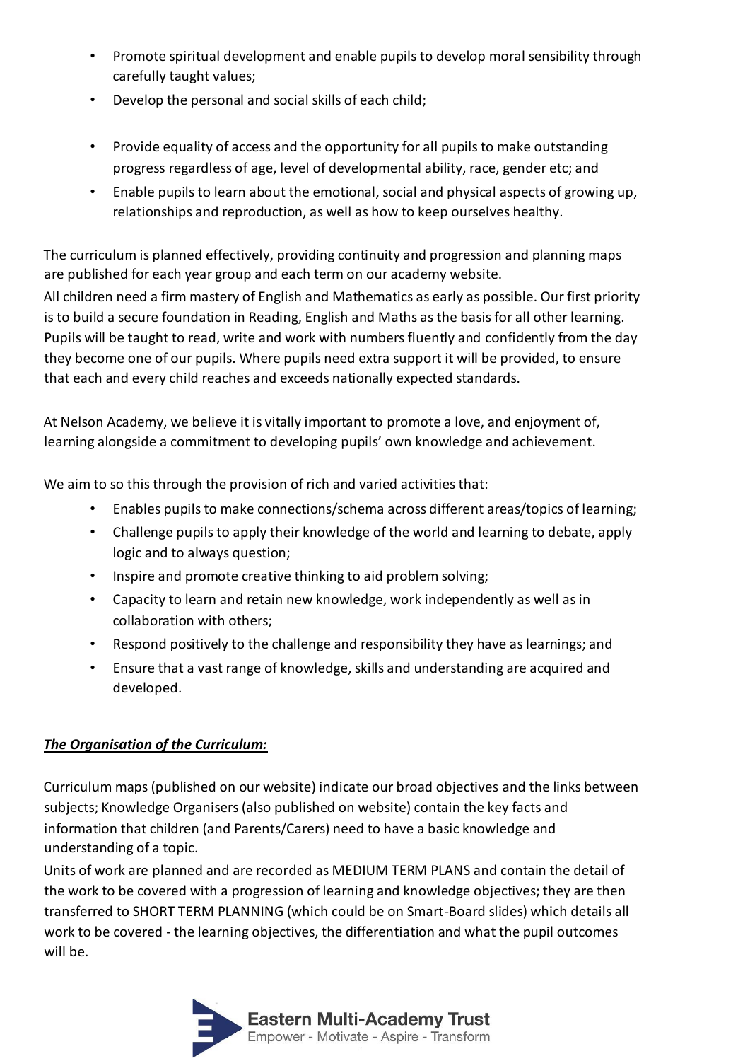- Promote spiritual development and enable pupils to develop moral sensibility through carefully taught values;
- Develop the personal and social skills of each child;
- Provide equality of access and the opportunity for all pupils to make outstanding progress regardless of age, level of developmental ability, race, gender etc; and
- Enable pupils to learn about the emotional, social and physical aspects of growing up, relationships and reproduction, as well as how to keep ourselves healthy.

The curriculum is planned effectively, providing continuity and progression and planning maps are published for each year group and each term on our academy website.
All children need a firm mastery of English and Mathematics as early as possible. Our first priority is to build a secure foundation in Reading, English and Maths as the basis for all other learning. Pupils will be taught to read, write and work with numbers fluently and confidently from the day they become one of our pupils. Where pupils need extra support it will be provided, to ensure that each and every child reaches and exceeds nationally expected standards.

At Nelson Academy, we believe it is vitally important to promote a love, and enjoyment of, learning alongside a commitment to developing pupils' own knowledge and achievement.

We aim to so this through the provision of rich and varied activities that:

- Enables pupils to make connections/schema across different areas/topics of learning;
- Challenge pupils to apply their knowledge of the world and learning to debate, apply logic and to always question;
- Inspire and promote creative thinking to aid problem solving;
- Capacity to learn and retain new knowledge, work independently as well as in collaboration with others;
- Respond positively to the challenge and responsibility they have as learnings; and
- Ensure that a vast range of knowledge, skills and understanding are acquired and developed.

***<u>The Organisation of the Curriculum:</u>***

Curriculum maps (published on our website) indicate our broad objectives and the links between subjects; Knowledge Organisers (also published on website) contain the key facts and information that children (and Parents/Carers) need to have a basic knowledge and understanding of a topic.
Units of work are planned and are recorded as MEDIUM TERM PLANS and contain the detail of the work to be covered with a progression of learning and knowledge objectives; they are then transferred to SHORT TERM PLANNING (which could be on Smart-Board slides) which details all work to be covered - the learning objectives, the differentiation and what the pupil outcomes will be.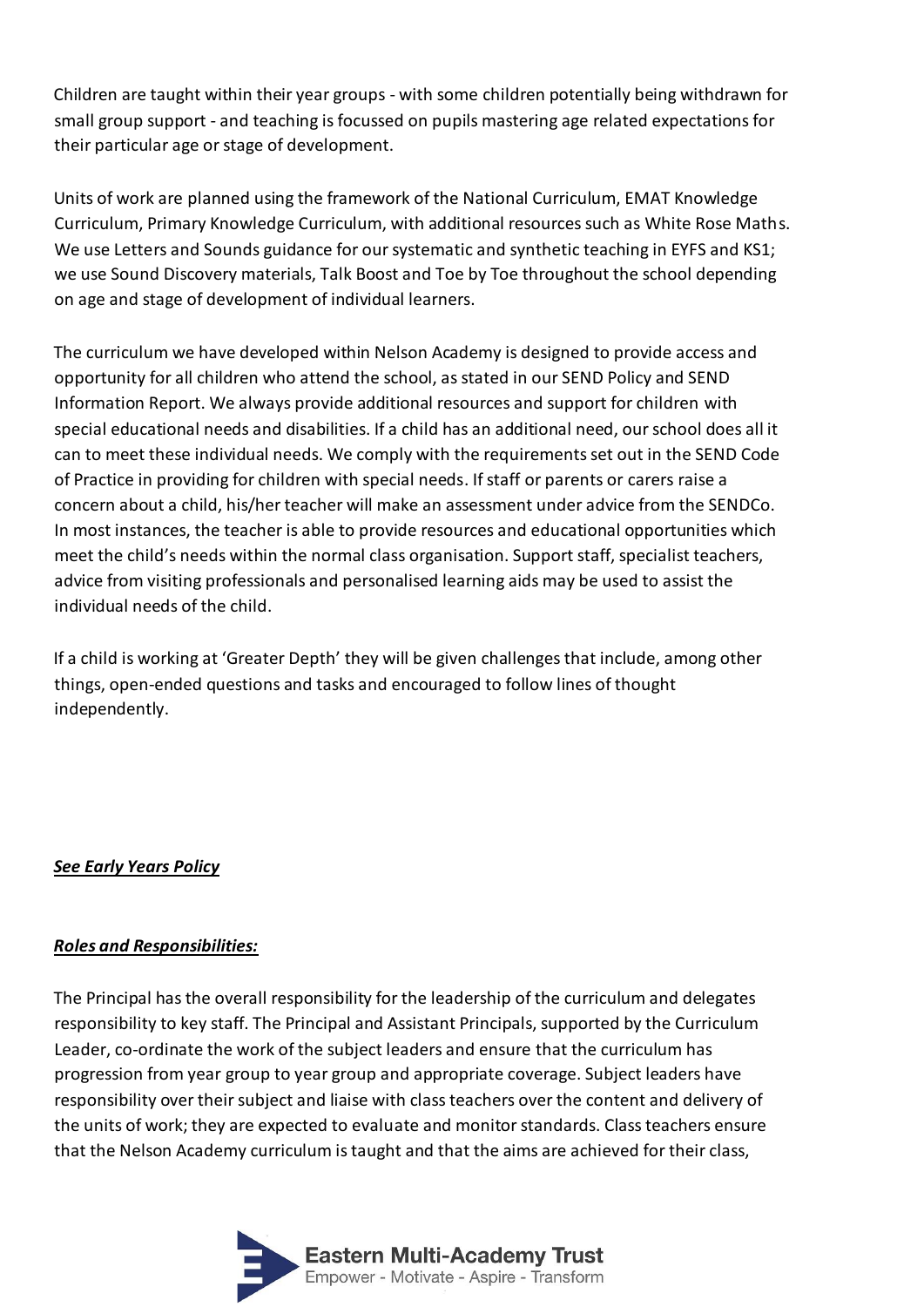Children are taught within their year groups - with some children potentially being withdrawn for small group support - and teaching is focussed on pupils mastering age related expectations for their particular age or stage of development.

Units of work are planned using the framework of the National Curriculum, EMAT Knowledge Curriculum, Primary Knowledge Curriculum, with additional resources such as White Rose Maths. We use Letters and Sounds guidance for our systematic and synthetic teaching in EYFS and KS1; we use Sound Discovery materials, Talk Boost and Toe by Toe throughout the school depending on age and stage of development of individual learners.

The curriculum we have developed within Nelson Academy is designed to provide access and opportunity for all children who attend the school, as stated in our SEND Policy and SEND Information Report. We always provide additional resources and support for children with special educational needs and disabilities. If a child has an additional need, our school does all it can to meet these individual needs. We comply with the requirements set out in the SEND Code of Practice in providing for children with special needs. If staff or parents or carers raise a concern about a child, his/her teacher will make an assessment under advice from the SENDCo. In most instances, the teacher is able to provide resources and educational opportunities which meet the child's needs within the normal class organisation. Support staff, specialist teachers, advice from visiting professionals and personalised learning aids may be used to assist the individual needs of the child.

If a child is working at 'Greater Depth' they will be given challenges that include, among other things, open-ended questions and tasks and encouraged to follow lines of thought independently.

***See Early Years Policy***

***Roles and Responsibilities:***

The Principal has the overall responsibility for the leadership of the curriculum and delegates responsibility to key staff. The Principal and Assistant Principals, supported by the Curriculum Leader, co-ordinate the work of the subject leaders and ensure that the curriculum has progression from year group to year group and appropriate coverage. Subject leaders have responsibility over their subject and liaise with class teachers over the content and delivery of the units of work; they are expected to evaluate and monitor standards. Class teachers ensure that the Nelson Academy curriculum is taught and that the aims are achieved for their class,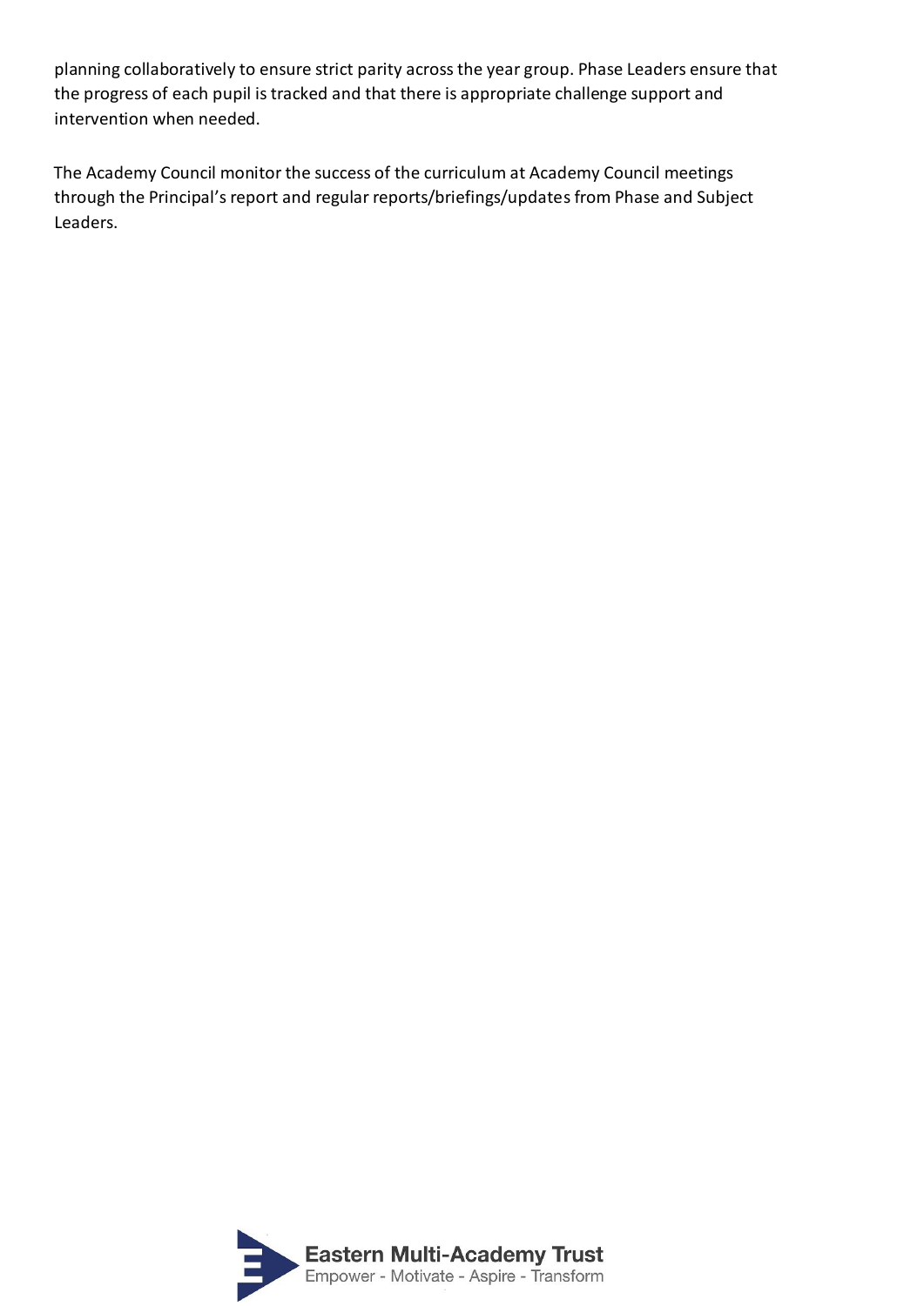planning collaboratively to ensure strict parity across the year group. Phase Leaders ensure that the progress of each pupil is tracked and that there is appropriate challenge support and intervention when needed.

The Academy Council monitor the success of the curriculum at Academy Council meetings through the Principal's report and regular reports/briefings/updates from Phase and Subject Leaders.